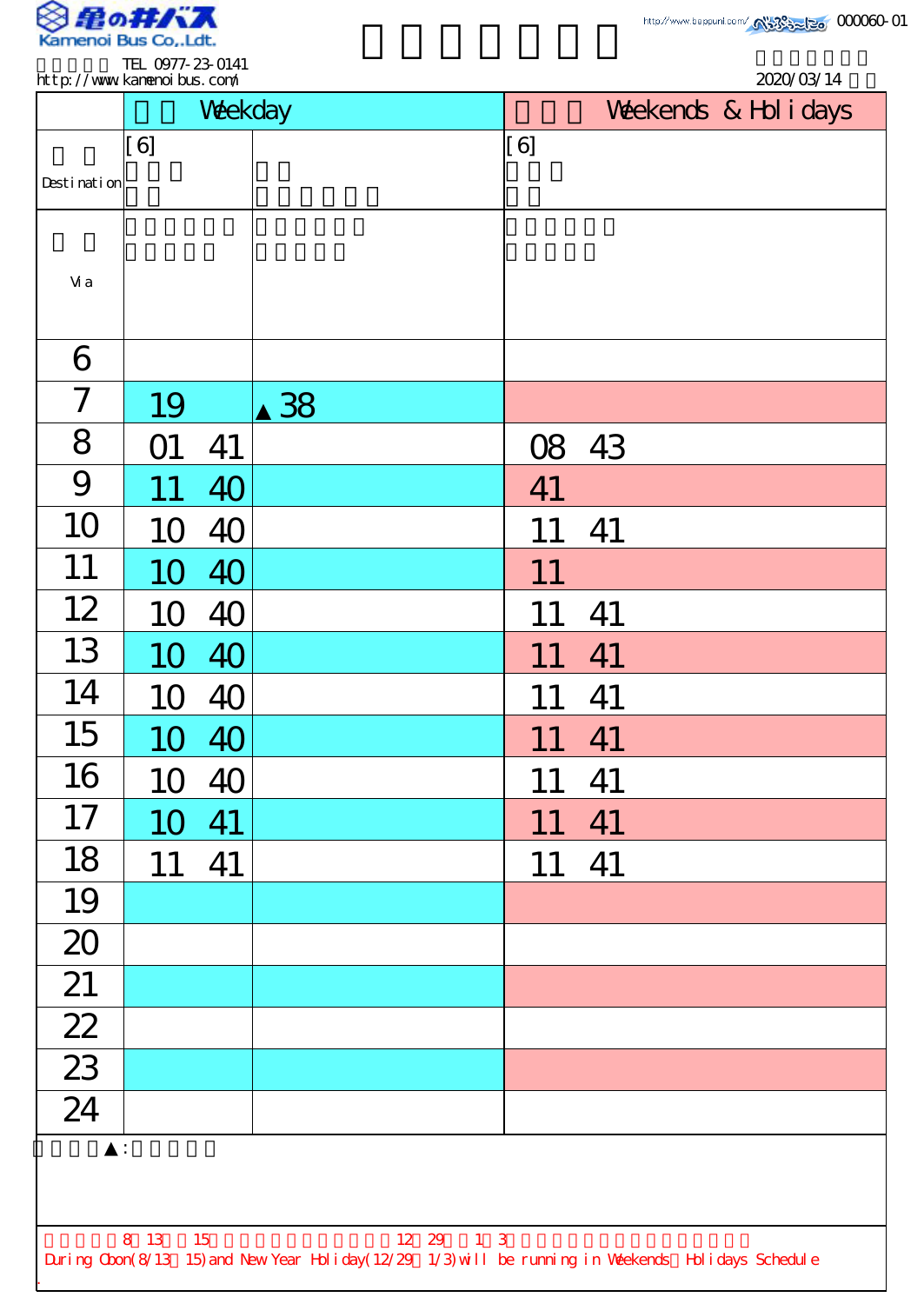Kamenoi Bus Co.,Ldt.

TEL 0977-23-0141
http://www.kamenoibus.com/

http://www.beppunl.com/

000060-01

2020/03/14

| | Weekday | | Weekends & Holidays |
|---|---|---|---|
| Destination | [6] | | [6] |
| Via | | | |
| 6 | | | |
| 7 | 19 | ▲38 | |
| 8 | 01 41 | | 08 43 |
| 9 | 11 40 | | 41 |
| 10 | 10 40 | | 11 41 |
| 11 | 10 40 | | 11 |
| 12 | 10 40 | | 11 41 |
| 13 | 10 40 | | 11 41 |
| 14 | 10 40 | | 11 41 |
| 15 | 10 40 | | 11 41 |
| 16 | 10 40 | | 11 41 |
| 17 | 10 41 | | 11 41 |
| 18 | 11 41 | | 11 41 |
| 19 | | | |
| 20 | | | |
| 21 | | | |
| 22 | | | |
| 23 | | | |
| 24 | | | |

▲:

8 13 15 12 29 1 3

During Obon(8/13～15) and New Year Holiday(12/29～1/3) will be running in Weekends・Holidays Schedule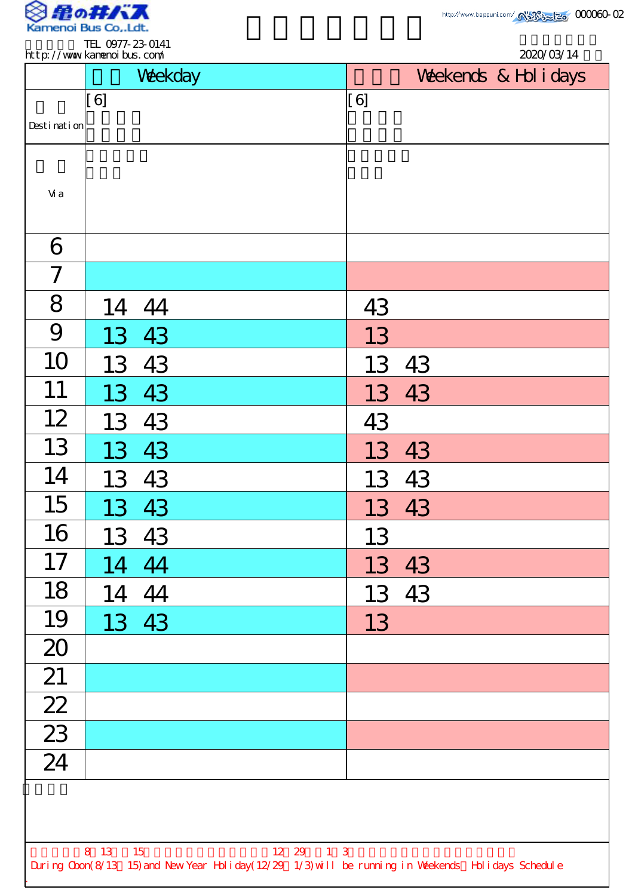Kamenoi Bus Co.,Ldt.

TEL 0977-23-0141
http://www.kamenoibus.com/

http://www.beppunl.com/ 000060-02

2020/03/14

| | Weekday | Weekends & Holidays |
|---|---|---|
| Destination | [6] | [6] |
| Via | | |
| 6 | | |
| 7 | | |
| 8 | 14 44 | 43 |
| 9 | 13 43 | 13 |
| 10 | 13 43 | 13 43 |
| 11 | 13 43 | 13 43 |
| 12 | 13 43 | 43 |
| 13 | 13 43 | 13 43 |
| 14 | 13 43 | 13 43 |
| 15 | 13 43 | 13 43 |
| 16 | 13 43 | 13 |
| 17 | 14 44 | 13 43 |
| 18 | 14 44 | 13 43 |
| 19 | 13 43 | 13 |
| 20 | | |
| 21 | | |
| 22 | | |
| 23 | | |
| 24 | | |

8 13 15 12 29 1 3

During Obon(8/13 15) and New Year Holiday(12/29 1/3) will be running in Weekends Holidays Schedule